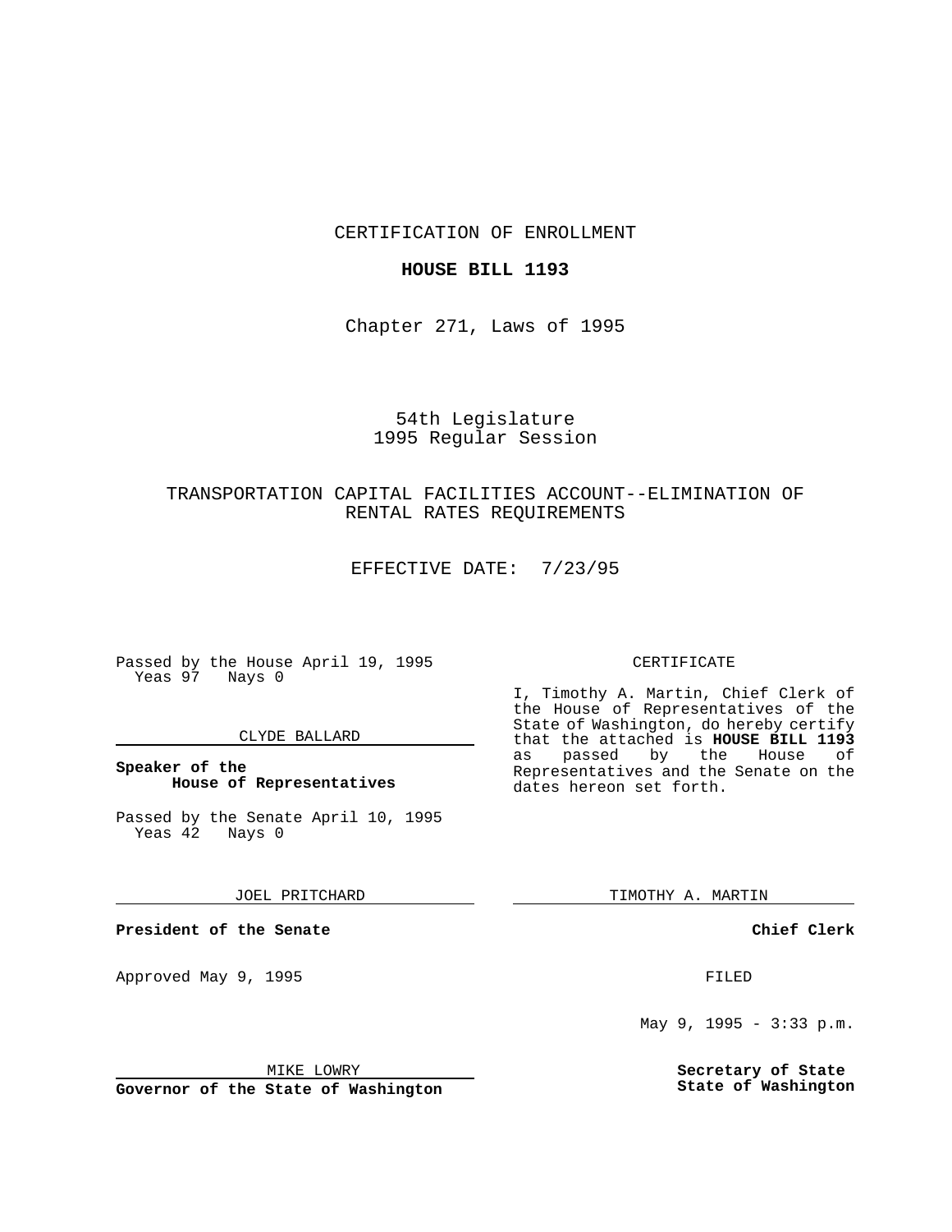CERTIFICATION OF ENROLLMENT

**HOUSE BILL 1193**

Chapter 271, Laws of 1995

54th Legislature
1995 Regular Session

TRANSPORTATION CAPITAL FACILITIES ACCOUNT--ELIMINATION OF RENTAL RATES REQUIREMENTS

EFFECTIVE DATE: 7/23/95

Passed by the House April 19, 1995
Yeas 97 Nays 0

CLYDE BALLARD

**Speaker of the House of Representatives**

Passed by the Senate April 10, 1995
Yeas 42 Nays 0

JOEL PRITCHARD

**President of the Senate**

Approved May 9, 1995

MIKE LOWRY

**Governor of the State of Washington**

CERTIFICATE

I, Timothy A. Martin, Chief Clerk of the House of Representatives of the State of Washington, do hereby certify that the attached is **HOUSE BILL 1193** as passed by the House of Representatives and the Senate on the dates hereon set forth.

TIMOTHY A. MARTIN

**Chief Clerk**

FILED

May 9, 1995 - 3:33 p.m.

**Secretary of State State of Washington**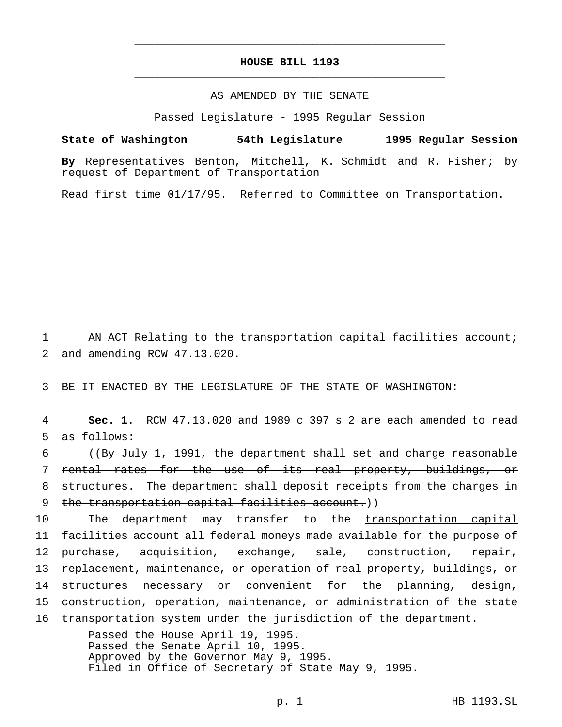# HOUSE BILL 1193

AS AMENDED BY THE SENATE

Passed Legislature - 1995 Regular Session

**State of Washington 54th Legislature 1995 Regular Session**

**By** Representatives Benton, Mitchell, K. Schmidt and R. Fisher; by request of Department of Transportation

Read first time 01/17/95. Referred to Committee on Transportation.

AN ACT Relating to the transportation capital facilities account; and amending RCW 47.13.020.

BE IT ENACTED BY THE LEGISLATURE OF THE STATE OF WASHINGTON:

**Sec. 1.** RCW 47.13.020 and 1989 c 397 s 2 are each amended to read as follows:

((~~By July 1, 1991, the department shall set and charge reasonable rental rates for the use of its real property, buildings, or structures. The department shall deposit receipts from the charges in the transportation capital facilities account.~~))

The department may transfer to the <u>transportation capital facilities</u> account all federal moneys made available for the purpose of purchase, acquisition, exchange, sale, construction, repair, replacement, maintenance, or operation of real property, buildings, or structures necessary or convenient for the planning, design, construction, operation, maintenance, or administration of the state transportation system under the jurisdiction of the department.

Passed the House April 19, 1995.
Passed the Senate April 10, 1995.
Approved by the Governor May 9, 1995.
Filed in Office of Secretary of State May 9, 1995.